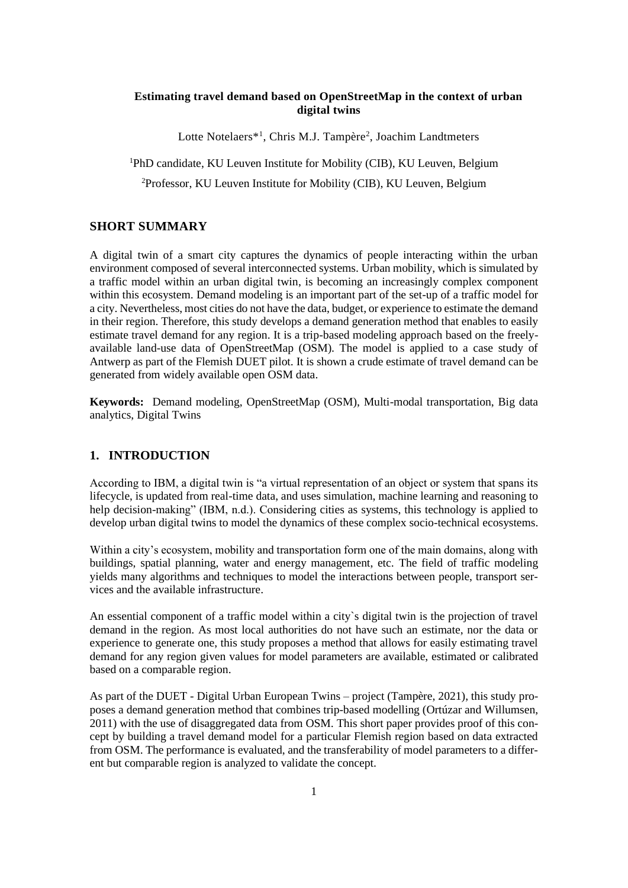**Estimating travel demand based on OpenStreetMap in the context of urban digital twins**

Lotte Notelaers*[1], Chris M.J. Tampère[2], Joachim Landtmeters

[1]PhD candidate, KU Leuven Institute for Mobility (CIB), KU Leuven, Belgium

[2]Professor, KU Leuven Institute for Mobility (CIB), KU Leuven, Belgium

## SHORT SUMMARY

A digital twin of a smart city captures the dynamics of people interacting within the urban environment composed of several interconnected systems. Urban mobility, which is simulated by a traffic model within an urban digital twin, is becoming an increasingly complex component within this ecosystem. Demand modeling is an important part of the set-up of a traffic model for a city. Nevertheless, most cities do not have the data, budget, or experience to estimate the demand in their region. Therefore, this study develops a demand generation method that enables to easily estimate travel demand for any region. It is a trip-based modeling approach based on the freely-available land-use data of OpenStreetMap (OSM). The model is applied to a case study of Antwerp as part of the Flemish DUET pilot. It is shown a crude estimate of travel demand can be generated from widely available open OSM data.

**Keywords:** Demand modeling, OpenStreetMap (OSM), Multi-modal transportation, Big data analytics, Digital Twins

## 1. INTRODUCTION

According to IBM, a digital twin is "a virtual representation of an object or system that spans its lifecycle, is updated from real-time data, and uses simulation, machine learning and reasoning to help decision-making" (IBM, n.d.). Considering cities as systems, this technology is applied to develop urban digital twins to model the dynamics of these complex socio-technical ecosystems.

Within a city's ecosystem, mobility and transportation form one of the main domains, along with buildings, spatial planning, water and energy management, etc. The field of traffic modeling yields many algorithms and techniques to model the interactions between people, transport services and the available infrastructure.

An essential component of a traffic model within a city`s digital twin is the projection of travel demand in the region. As most local authorities do not have such an estimate, nor the data or experience to generate one, this study proposes a method that allows for easily estimating travel demand for any region given values for model parameters are available, estimated or calibrated based on a comparable region.

As part of the DUET - Digital Urban European Twins – project (Tampère, 2021), this study proposes a demand generation method that combines trip-based modelling (Ortúzar and Willumsen, 2011) with the use of disaggregated data from OSM. This short paper provides proof of this concept by building a travel demand model for a particular Flemish region based on data extracted from OSM. The performance is evaluated, and the transferability of model parameters to a different but comparable region is analyzed to validate the concept.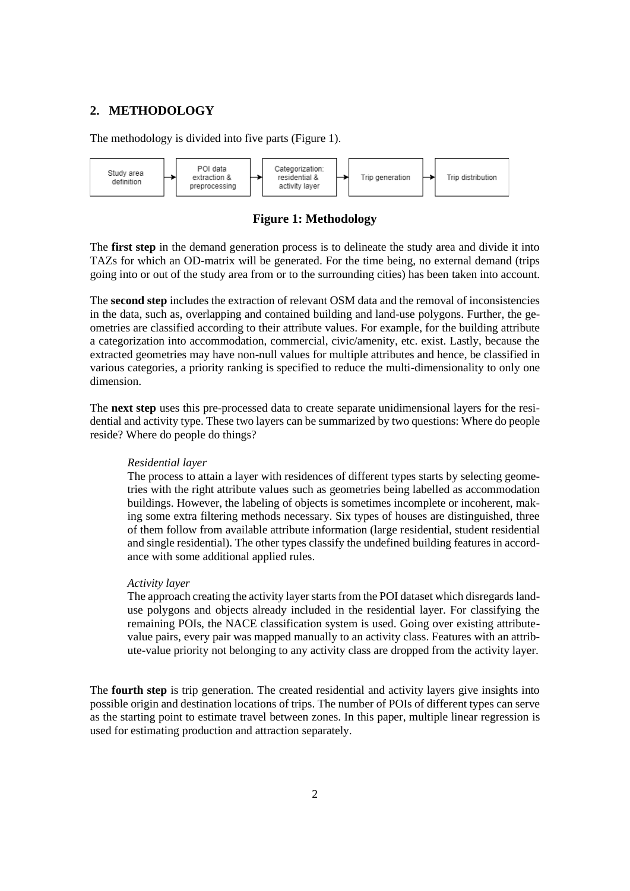## 2. METHODOLOGY

The methodology is divided into five parts (Figure 1).

Study area definition → POI data extraction & preprocessing → Categorization: residential & activity layer → Trip generation → Trip distribution

**Figure 1: Methodology**

The **first step** in the demand generation process is to delineate the study area and divide it into TAZs for which an OD-matrix will be generated. For the time being, no external demand (trips going into or out of the study area from or to the surrounding cities) has been taken into account.

The **second step** includes the extraction of relevant OSM data and the removal of inconsistencies in the data, such as, overlapping and contained building and land-use polygons. Further, the geometries are classified according to their attribute values. For example, for the building attribute a categorization into accommodation, commercial, civic/amenity, etc. exist. Lastly, because the extracted geometries may have non-null values for multiple attributes and hence, be classified in various categories, a priority ranking is specified to reduce the multi-dimensionality to only one dimension.

The **next step** uses this pre-processed data to create separate unidimensional layers for the residential and activity type. These two layers can be summarized by two questions: Where do people reside? Where do people do things?

> *Residential layer*
>
> The process to attain a layer with residences of different types starts by selecting geometries with the right attribute values such as geometries being labelled as accommodation buildings. However, the labeling of objects is sometimes incomplete or incoherent, making some extra filtering methods necessary. Six types of houses are distinguished, three of them follow from available attribute information (large residential, student residential and single residential). The other types classify the undefined building features in accordance with some additional applied rules.
>
> *Activity layer*
>
> The approach creating the activity layer starts from the POI dataset which disregards land-use polygons and objects already included in the residential layer. For classifying the remaining POIs, the NACE classification system is used. Going over existing attribute-value pairs, every pair was mapped manually to an activity class. Features with an attribute-value priority not belonging to any activity class are dropped from the activity layer.

The **fourth step** is trip generation. The created residential and activity layers give insights into possible origin and destination locations of trips. The number of POIs of different types can serve as the starting point to estimate travel between zones. In this paper, multiple linear regression is used for estimating production and attraction separately.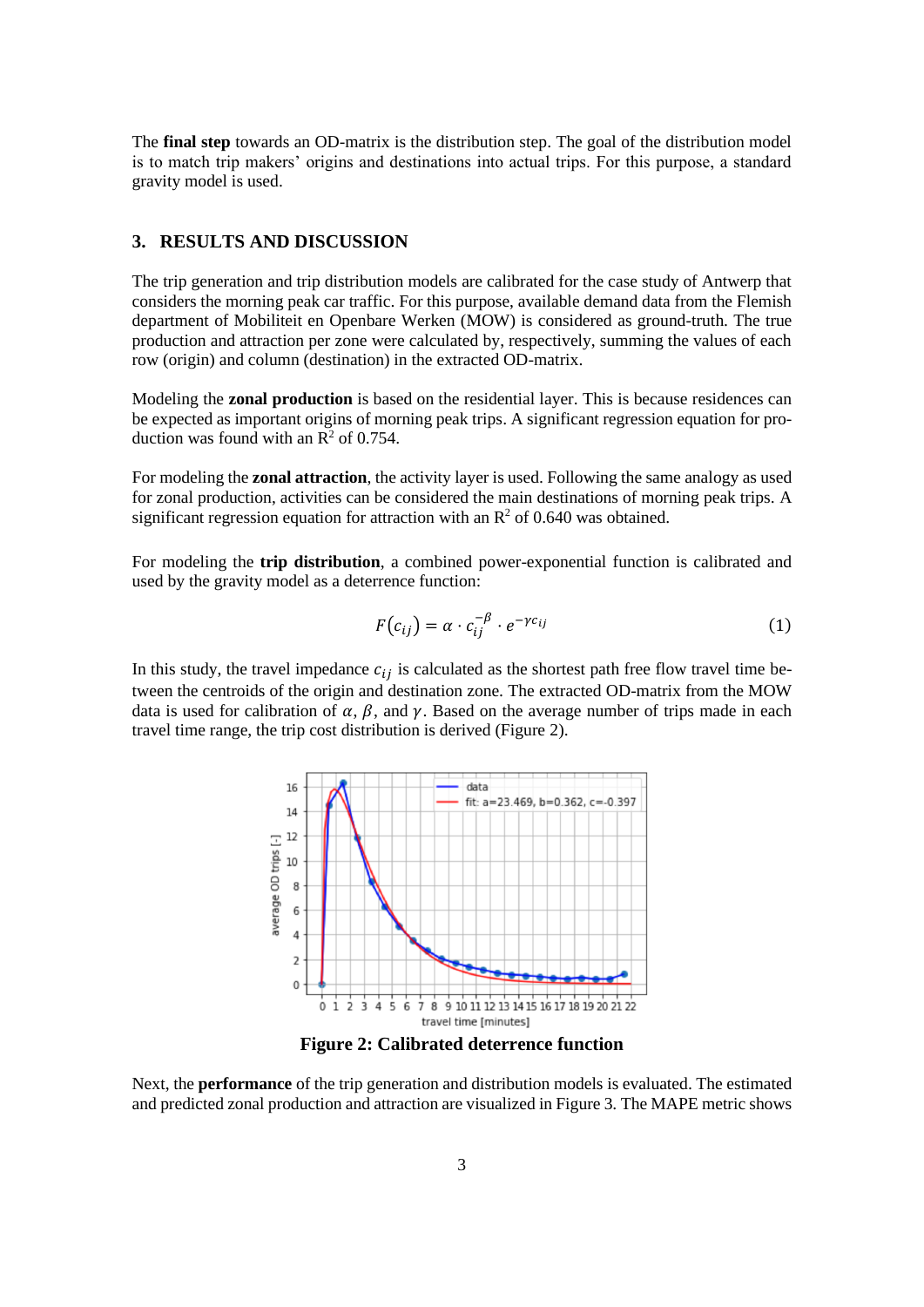The **final step** towards an OD-matrix is the distribution step. The goal of the distribution model is to match trip makers' origins and destinations into actual trips. For this purpose, a standard gravity model is used.

## 3. RESULTS AND DISCUSSION

The trip generation and trip distribution models are calibrated for the case study of Antwerp that considers the morning peak car traffic. For this purpose, available demand data from the Flemish department of Mobiliteit en Openbare Werken (MOW) is considered as ground-truth. The true production and attraction per zone were calculated by, respectively, summing the values of each row (origin) and column (destination) in the extracted OD-matrix.

Modeling the **zonal production** is based on the residential layer. This is because residences can be expected as important origins of morning peak trips. A significant regression equation for production was found with an $R^2$ of 0.754.

For modeling the **zonal attraction**, the activity layer is used. Following the same analogy as used for zonal production, activities can be considered the main destinations of morning peak trips. A significant regression equation for attraction with an $R^2$ of 0.640 was obtained.

For modeling the **trip distribution**, a combined power-exponential function is calibrated and used by the gravity model as a deterrence function:

$$F(c_{ij}) = \alpha \cdot c_{ij}^{-\beta} \cdot e^{-\gamma c_{ij}} \tag{1}$$

In this study, the travel impedance $c_{ij}$ is calculated as the shortest path free flow travel time between the centroids of the origin and destination zone. The extracted OD-matrix from the MOW data is used for calibration of $\alpha$, $\beta$, and $\gamma$. Based on the average number of trips made in each travel time range, the trip cost distribution is derived (Figure 2).

**Figure 2: Calibrated deterrence function**

Next, the **performance** of the trip generation and distribution models is evaluated. The estimated and predicted zonal production and attraction are visualized in Figure 3. The MAPE metric shows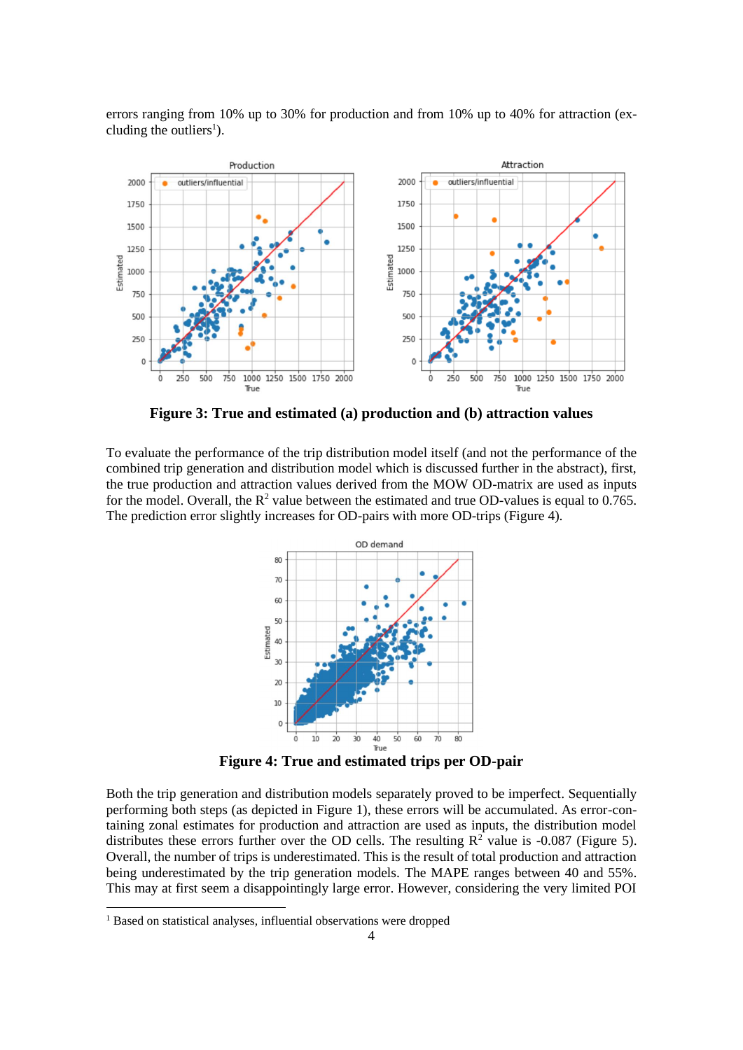errors ranging from 10% up to 30% for production and from 10% up to 40% for attraction (excluding the outliers[1]).

**Figure 3: True and estimated (a) production and (b) attraction values**

To evaluate the performance of the trip distribution model itself (and not the performance of the combined trip generation and distribution model which is discussed further in the abstract), first, the true production and attraction values derived from the MOW OD-matrix are used as inputs for the model. Overall, the $R^2$ value between the estimated and true OD-values is equal to 0.765. The prediction error slightly increases for OD-pairs with more OD-trips (Figure 4).

**Figure 4: True and estimated trips per OD-pair**

Both the trip generation and distribution models separately proved to be imperfect. Sequentially performing both steps (as depicted in Figure 1), these errors will be accumulated. As error-containing zonal estimates for production and attraction are used as inputs, the distribution model distributes these errors further over the OD cells. The resulting $R^2$ value is -0.087 (Figure 5). Overall, the number of trips is underestimated. This is the result of total production and attraction being underestimated by the trip generation models. The MAPE ranges between 40 and 55%. This may at first seem a disappointingly large error. However, considering the very limited POI

[1] Based on statistical analyses, influential observations were dropped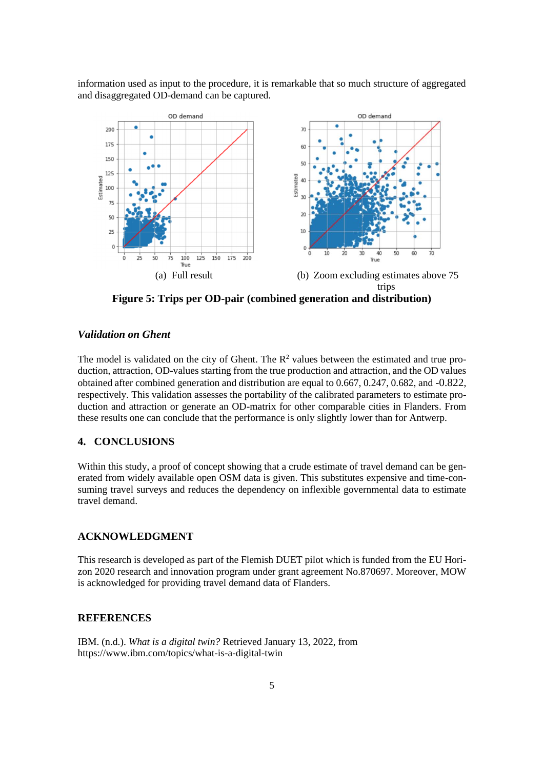information used as input to the procedure, it is remarkable that so much structure of aggregated and disaggregated OD-demand can be captured.

(a) Full result

(b) Zoom excluding estimates above 75 trips

**Figure 5: Trips per OD-pair (combined generation and distribution)**

### *Validation on Ghent*

The model is validated on the city of Ghent. The $R^2$ values between the estimated and true production, attraction, OD-values starting from the true production and attraction, and the OD values obtained after combined generation and distribution are equal to 0.667, 0.247, 0.682, and -0.822, respectively. This validation assesses the portability of the calibrated parameters to estimate production and attraction or generate an OD-matrix for other comparable cities in Flanders. From these results one can conclude that the performance is only slightly lower than for Antwerp.

## 4. CONCLUSIONS

Within this study, a proof of concept showing that a crude estimate of travel demand can be generated from widely available open OSM data is given. This substitutes expensive and time-consuming travel surveys and reduces the dependency on inflexible governmental data to estimate travel demand.

## ACKNOWLEDGMENT

This research is developed as part of the Flemish DUET pilot which is funded from the EU Horizon 2020 research and innovation program under grant agreement No.870697. Moreover, MOW is acknowledged for providing travel demand data of Flanders.

## REFERENCES

IBM. (n.d.). *What is a digital twin?* Retrieved January 13, 2022, from https://www.ibm.com/topics/what-is-a-digital-twin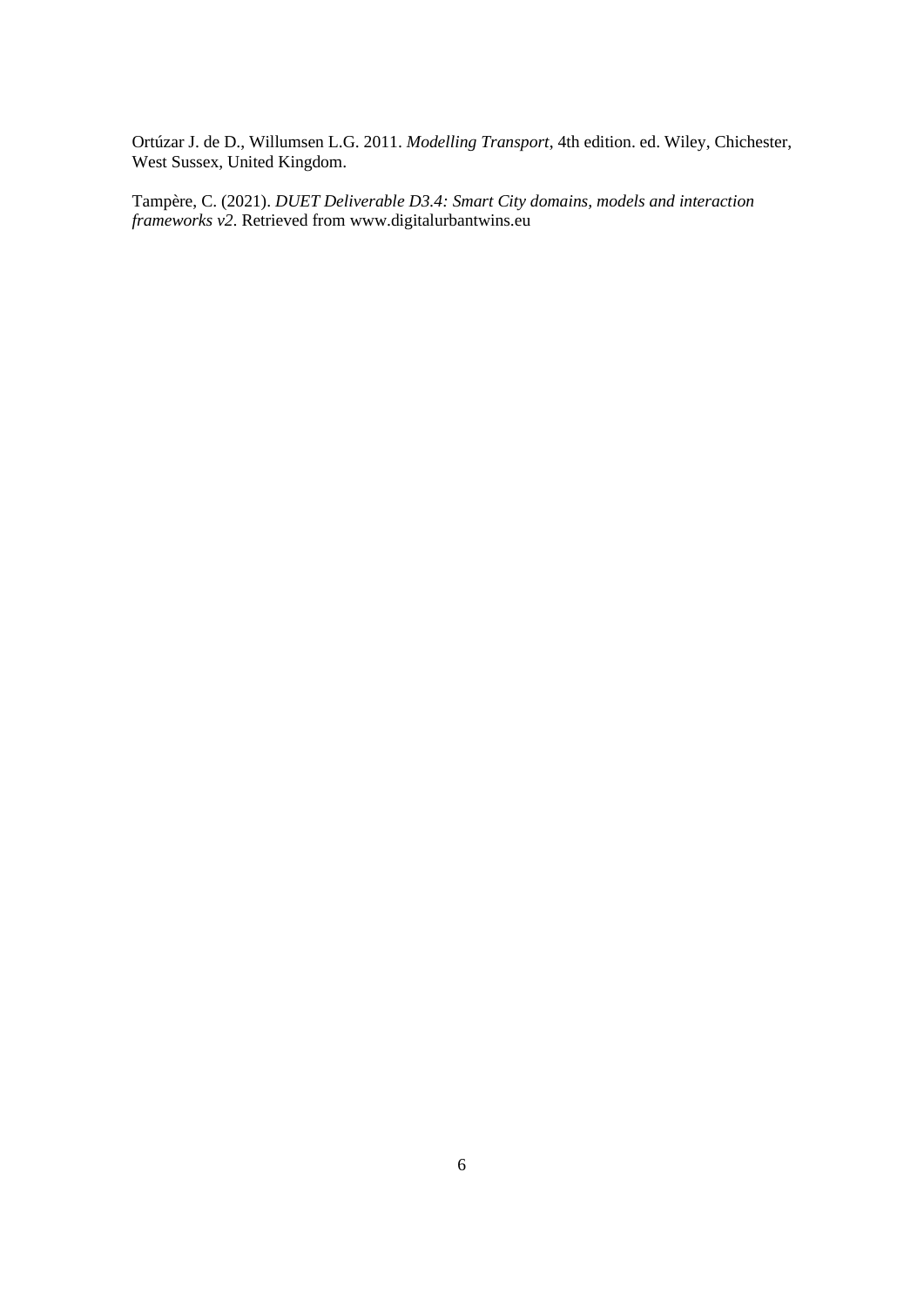Ortúzar J. de D., Willumsen L.G. 2011. *Modelling Transport*, 4th edition. ed. Wiley, Chichester, West Sussex, United Kingdom.

Tampère, C. (2021). *DUET Deliverable D3.4: Smart City domains, models and interaction frameworks v2*. Retrieved from www.digitalurbantwins.eu